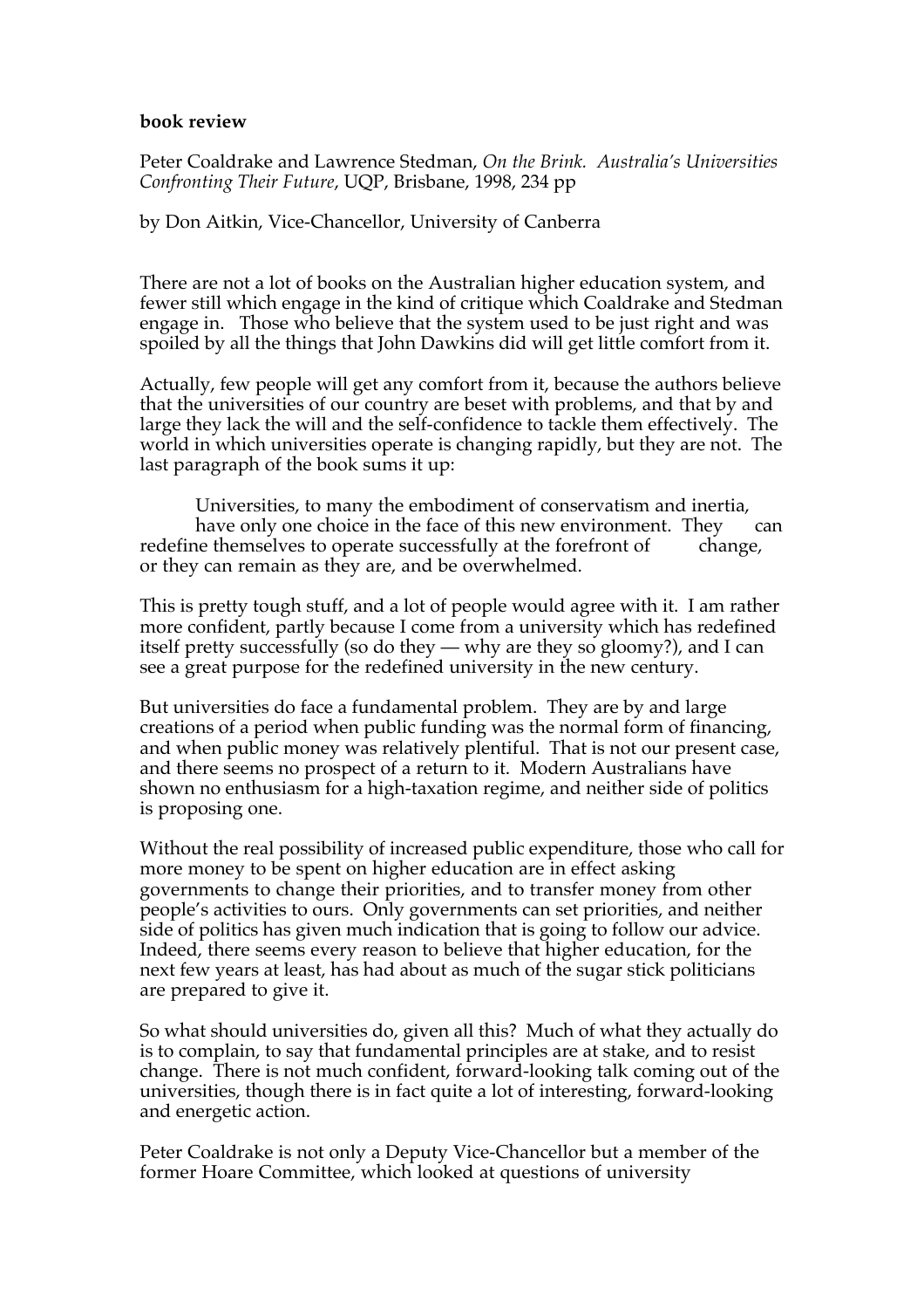**book review**

Peter Coaldrake and Lawrence Stedman, *On the Brink. Australia's Universities Confronting Their Future*, UQP, Brisbane, 1998, 234 pp

by Don Aitkin, Vice-Chancellor, University of Canberra

There are not a lot of books on the Australian higher education system, and fewer still which engage in the kind of critique which Coaldrake and Stedman engage in. Those who believe that the system used to be just right and was spoiled by all the things that John Dawkins did will get little comfort from it.

Actually, few people will get any comfort from it, because the authors believe that the universities of our country are beset with problems, and that by and large they lack the will and the self-confidence to tackle them effectively. The world in which universities operate is changing rapidly, but they are not. The last paragraph of the book sums it up:

> Universities, to many the embodiment of conservatism and inertia, have only one choice in the face of this new environment. They can redefine themselves to operate successfully at the forefront of change, or they can remain as they are, and be overwhelmed.

This is pretty tough stuff, and a lot of people would agree with it. I am rather more confident, partly because I come from a university which has redefined itself pretty successfully (so do they — why are they so gloomy?), and I can see a great purpose for the redefined university in the new century.

But universities do face a fundamental problem. They are by and large creations of a period when public funding was the normal form of financing, and when public money was relatively plentiful. That is not our present case, and there seems no prospect of a return to it. Modern Australians have shown no enthusiasm for a high-taxation regime, and neither side of politics is proposing one.

Without the real possibility of increased public expenditure, those who call for more money to be spent on higher education are in effect asking governments to change their priorities, and to transfer money from other people's activities to ours. Only governments can set priorities, and neither side of politics has given much indication that is going to follow our advice. Indeed, there seems every reason to believe that higher education, for the next few years at least, has had about as much of the sugar stick politicians are prepared to give it.

So what should universities do, given all this? Much of what they actually do is to complain, to say that fundamental principles are at stake, and to resist change. There is not much confident, forward-looking talk coming out of the universities, though there is in fact quite a lot of interesting, forward-looking and energetic action.

Peter Coaldrake is not only a Deputy Vice-Chancellor but a member of the former Hoare Committee, which looked at questions of university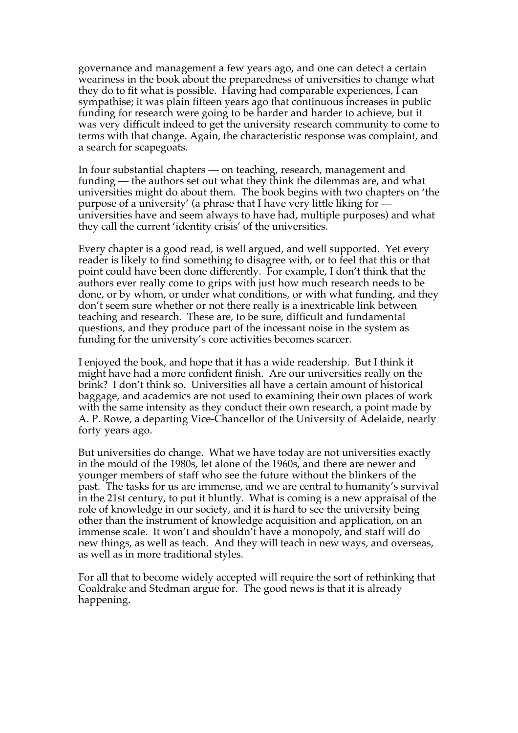governance and management a few years ago, and one can detect a certain weariness in the book about the preparedness of universities to change what they do to fit what is possible. Having had comparable experiences, I can sympathise; it was plain fifteen years ago that continuous increases in public funding for research were going to be harder and harder to achieve, but it was very difficult indeed to get the university research community to come to terms with that change. Again, the characteristic response was complaint, and a search for scapegoats.

In four substantial chapters — on teaching, research, management and funding — the authors set out what they think the dilemmas are, and what universities might do about them. The book begins with two chapters on 'the purpose of a university' (a phrase that I have very little liking for — universities have and seem always to have had, multiple purposes) and what they call the current 'identity crisis' of the universities.

Every chapter is a good read, is well argued, and well supported. Yet every reader is likely to find something to disagree with, or to feel that this or that point could have been done differently. For example, I don't think that the authors ever really come to grips with just how much research needs to be done, or by whom, or under what conditions, or with what funding, and they don't seem sure whether or not there really is a inextricable link between teaching and research. These are, to be sure, difficult and fundamental questions, and they produce part of the incessant noise in the system as funding for the university's core activities becomes scarcer.

I enjoyed the book, and hope that it has a wide readership. But I think it might have had a more confident finish. Are our universities really on the brink? I don't think so. Universities all have a certain amount of historical baggage, and academics are not used to examining their own places of work with the same intensity as they conduct their own research, a point made by A. P. Rowe, a departing Vice-Chancellor of the University of Adelaide, nearly forty years ago.

But universities do change. What we have today are not universities exactly in the mould of the 1980s, let alone of the 1960s, and there are newer and younger members of staff who see the future without the blinkers of the past. The tasks for us are immense, and we are central to humanity's survival in the 21st century, to put it bluntly. What is coming is a new appraisal of the role of knowledge in our society, and it is hard to see the university being other than the instrument of knowledge acquisition and application, on an immense scale. It won't and shouldn't have a monopoly, and staff will do new things, as well as teach. And they will teach in new ways, and overseas, as well as in more traditional styles.

For all that to become widely accepted will require the sort of rethinking that Coaldrake and Stedman argue for. The good news is that it is already happening.